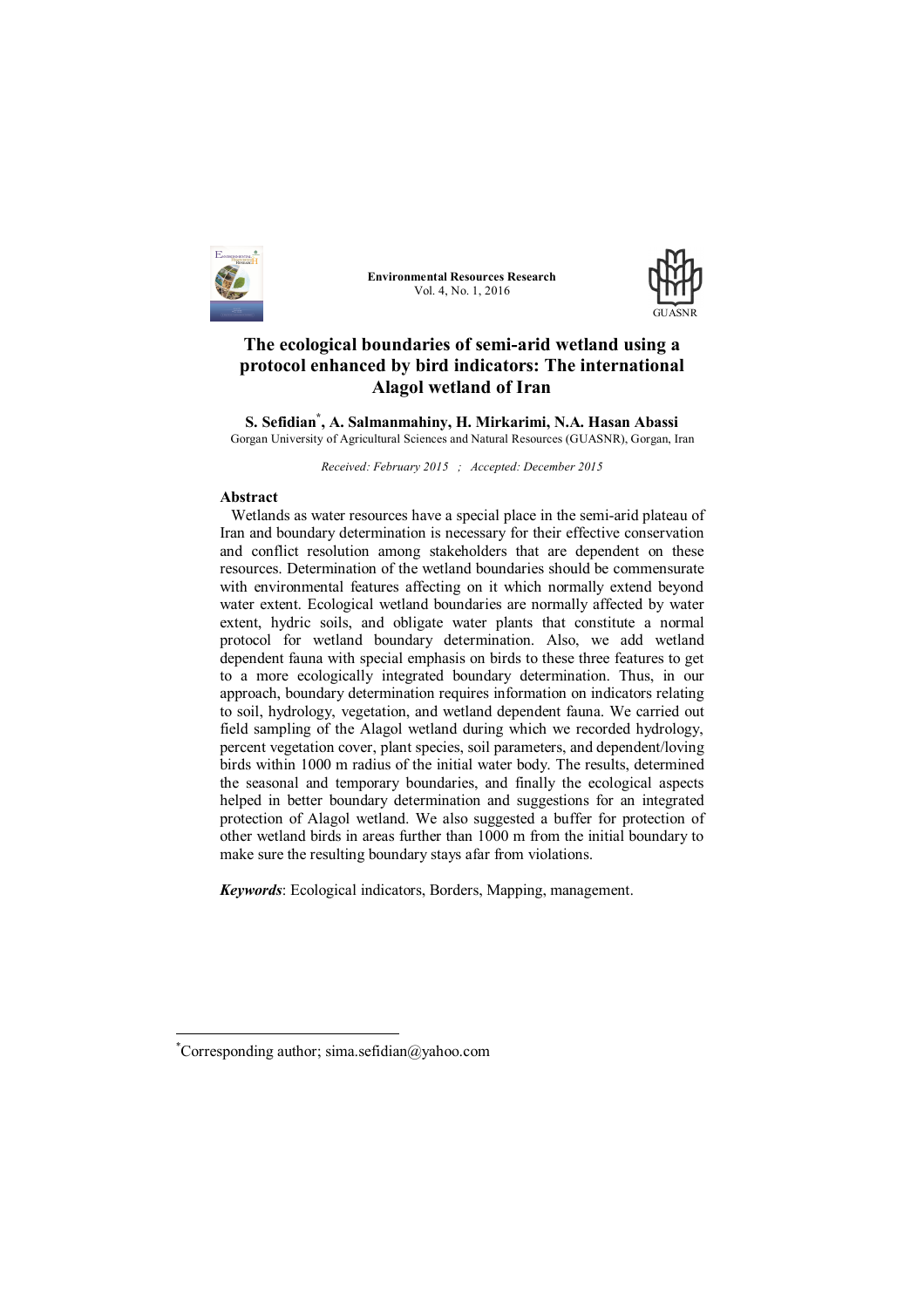# The ecological boundaries of semi-arid wetland using a protocol enhanced by bird indicators: The international Alagol wetland of Iran

**S. Sefidian[*], A. Salmanmahiny, H. Mirkarimi, N.A. Hasan Abassi**

Gorgan University of Agricultural Sciences and Natural Resources (GUASNR), Gorgan, Iran

*Received: February 2015 ; Accepted: December 2015*

## Abstract

Wetlands as water resources have a special place in the semi-arid plateau of Iran and boundary determination is necessary for their effective conservation and conflict resolution among stakeholders that are dependent on these resources. Determination of the wetland boundaries should be commensurate with environmental features affecting on it which normally extend beyond water extent. Ecological wetland boundaries are normally affected by water extent, hydric soils, and obligate water plants that constitute a normal protocol for wetland boundary determination. Also, we add wetland dependent fauna with special emphasis on birds to these three features to get to a more ecologically integrated boundary determination. Thus, in our approach, boundary determination requires information on indicators relating to soil, hydrology, vegetation, and wetland dependent fauna. We carried out field sampling of the Alagol wetland during which we recorded hydrology, percent vegetation cover, plant species, soil parameters, and dependent/loving birds within 1000 m radius of the initial water body. The results, determined the seasonal and temporary boundaries, and finally the ecological aspects helped in better boundary determination and suggestions for an integrated protection of Alagol wetland. We also suggested a buffer for protection of other wetland birds in areas further than 1000 m from the initial boundary to make sure the resulting boundary stays afar from violations.

***Keywords***: Ecological indicators, Borders, Mapping, management.

---

[*]Corresponding author; sima.sefidian@yahoo.com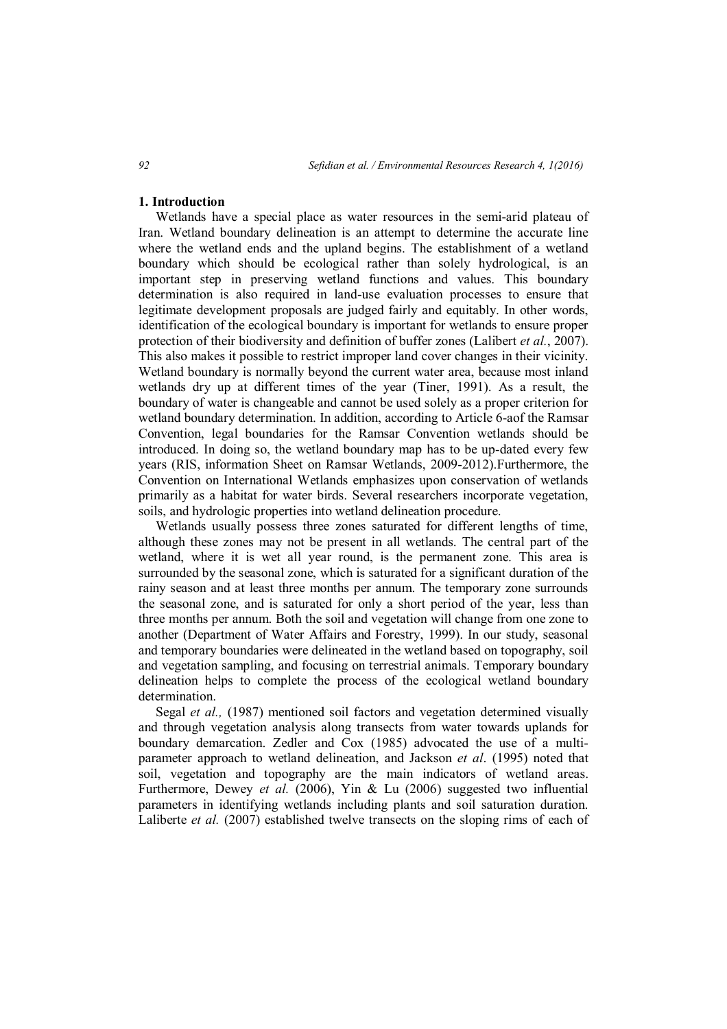## 1. Introduction

Wetlands have a special place as water resources in the semi-arid plateau of Iran. Wetland boundary delineation is an attempt to determine the accurate line where the wetland ends and the upland begins. The establishment of a wetland boundary which should be ecological rather than solely hydrological, is an important step in preserving wetland functions and values. This boundary determination is also required in land-use evaluation processes to ensure that legitimate development proposals are judged fairly and equitably. In other words, identification of the ecological boundary is important for wetlands to ensure proper protection of their biodiversity and definition of buffer zones (Lalibert *et al.*, 2007). This also makes it possible to restrict improper land cover changes in their vicinity. Wetland boundary is normally beyond the current water area, because most inland wetlands dry up at different times of the year (Tiner, 1991). As a result, the boundary of water is changeable and cannot be used solely as a proper criterion for wetland boundary determination. In addition, according to Article 6-aof the Ramsar Convention, legal boundaries for the Ramsar Convention wetlands should be introduced. In doing so, the wetland boundary map has to be up-dated every few years (RIS, information Sheet on Ramsar Wetlands, 2009-2012).Furthermore, the Convention on International Wetlands emphasizes upon conservation of wetlands primarily as a habitat for water birds. Several researchers incorporate vegetation, soils, and hydrologic properties into wetland delineation procedure.

Wetlands usually possess three zones saturated for different lengths of time, although these zones may not be present in all wetlands. The central part of the wetland, where it is wet all year round, is the permanent zone. This area is surrounded by the seasonal zone, which is saturated for a significant duration of the rainy season and at least three months per annum. The temporary zone surrounds the seasonal zone, and is saturated for only a short period of the year, less than three months per annum. Both the soil and vegetation will change from one zone to another (Department of Water Affairs and Forestry, 1999). In our study, seasonal and temporary boundaries were delineated in the wetland based on topography, soil and vegetation sampling, and focusing on terrestrial animals. Temporary boundary delineation helps to complete the process of the ecological wetland boundary determination.

Segal *et al.,* (1987) mentioned soil factors and vegetation determined visually and through vegetation analysis along transects from water towards uplands for boundary demarcation. Zedler and Cox (1985) advocated the use of a multi-parameter approach to wetland delineation, and Jackson *et al*. (1995) noted that soil, vegetation and topography are the main indicators of wetland areas. Furthermore, Dewey *et al.* (2006), Yin & Lu (2006) suggested two influential parameters in identifying wetlands including plants and soil saturation duration. Laliberte *et al.* (2007) established twelve transects on the sloping rims of each of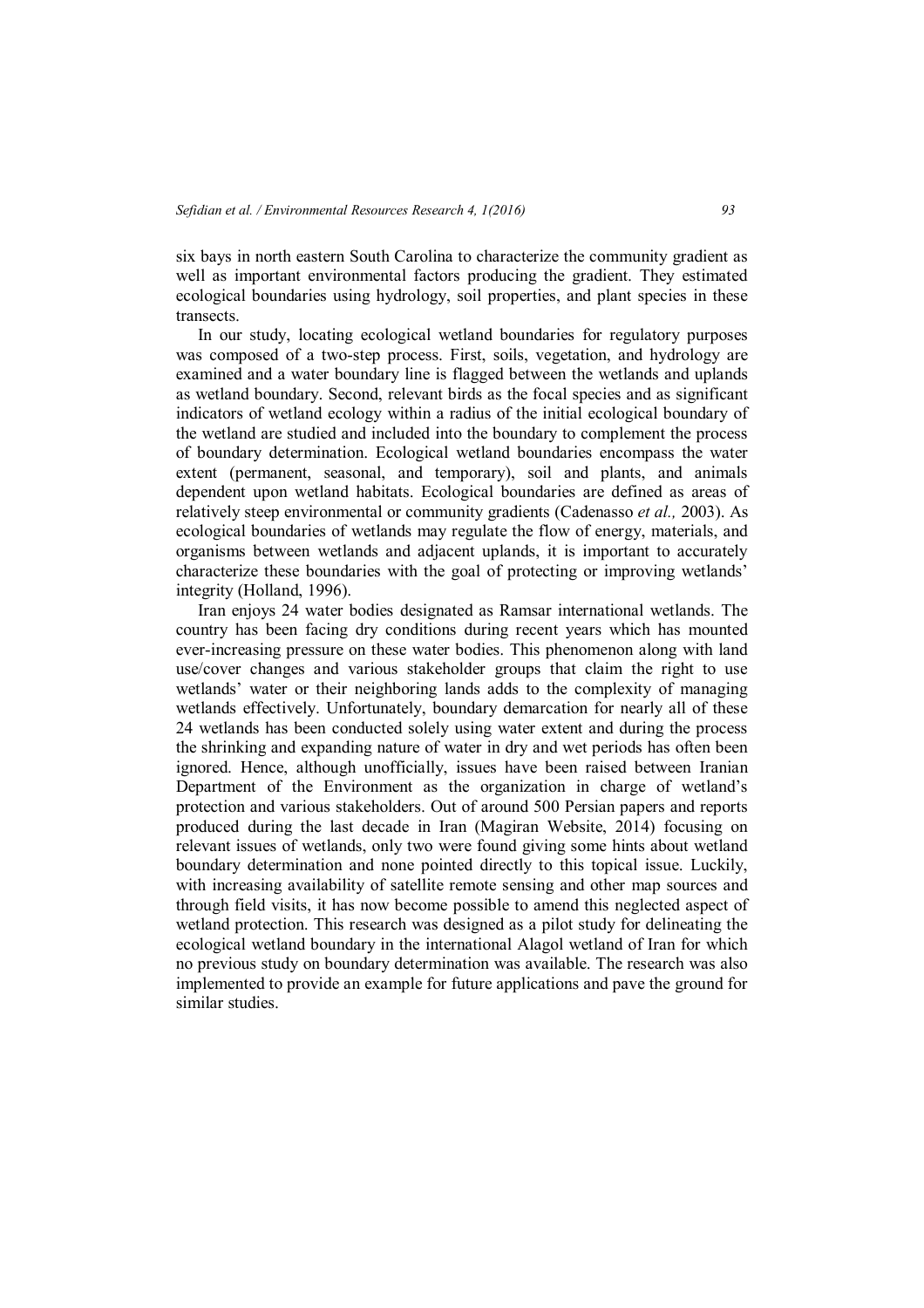six bays in north eastern South Carolina to characterize the community gradient as well as important environmental factors producing the gradient. They estimated ecological boundaries using hydrology, soil properties, and plant species in these transects.

In our study, locating ecological wetland boundaries for regulatory purposes was composed of a two-step process. First, soils, vegetation, and hydrology are examined and a water boundary line is flagged between the wetlands and uplands as wetland boundary. Second, relevant birds as the focal species and as significant indicators of wetland ecology within a radius of the initial ecological boundary of the wetland are studied and included into the boundary to complement the process of boundary determination. Ecological wetland boundaries encompass the water extent (permanent, seasonal, and temporary), soil and plants, and animals dependent upon wetland habitats. Ecological boundaries are defined as areas of relatively steep environmental or community gradients (Cadenasso *et al.,* 2003). As ecological boundaries of wetlands may regulate the flow of energy, materials, and organisms between wetlands and adjacent uplands, it is important to accurately characterize these boundaries with the goal of protecting or improving wetlands' integrity (Holland, 1996).

Iran enjoys 24 water bodies designated as Ramsar international wetlands. The country has been facing dry conditions during recent years which has mounted ever-increasing pressure on these water bodies. This phenomenon along with land use/cover changes and various stakeholder groups that claim the right to use wetlands' water or their neighboring lands adds to the complexity of managing wetlands effectively. Unfortunately, boundary demarcation for nearly all of these 24 wetlands has been conducted solely using water extent and during the process the shrinking and expanding nature of water in dry and wet periods has often been ignored. Hence, although unofficially, issues have been raised between Iranian Department of the Environment as the organization in charge of wetland's protection and various stakeholders. Out of around 500 Persian papers and reports produced during the last decade in Iran (Magiran Website, 2014) focusing on relevant issues of wetlands, only two were found giving some hints about wetland boundary determination and none pointed directly to this topical issue. Luckily, with increasing availability of satellite remote sensing and other map sources and through field visits, it has now become possible to amend this neglected aspect of wetland protection. This research was designed as a pilot study for delineating the ecological wetland boundary in the international Alagol wetland of Iran for which no previous study on boundary determination was available. The research was also implemented to provide an example for future applications and pave the ground for similar studies.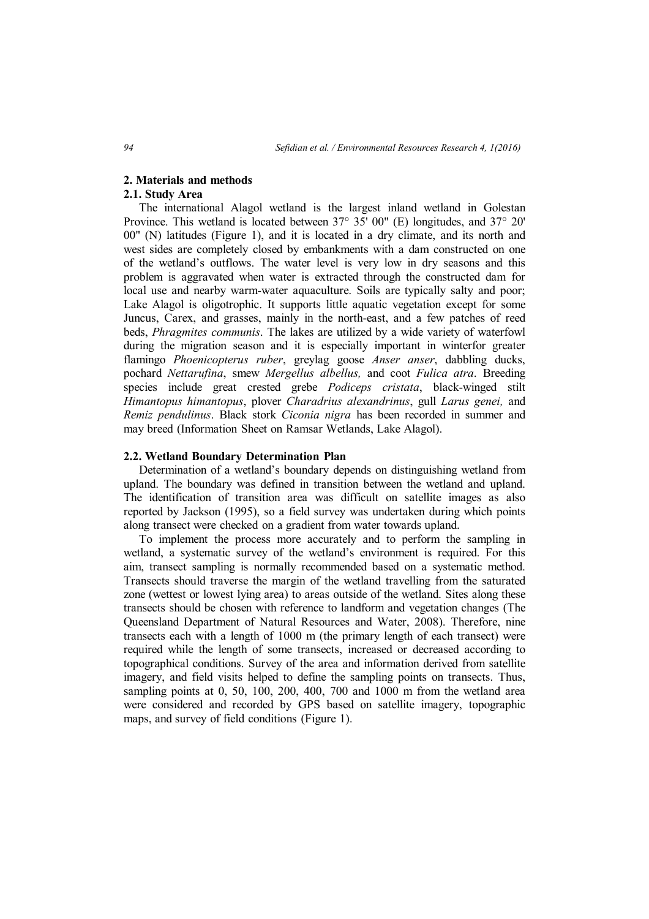## 2. Materials and methods

### 2.1. Study Area

The international Alagol wetland is the largest inland wetland in Golestan Province. This wetland is located between 37° 35' 00" (E) longitudes, and 37° 20' 00" (N) latitudes (Figure 1), and it is located in a dry climate, and its north and west sides are completely closed by embankments with a dam constructed on one of the wetland's outflows. The water level is very low in dry seasons and this problem is aggravated when water is extracted through the constructed dam for local use and nearby warm-water aquaculture. Soils are typically salty and poor; Lake Alagol is oligotrophic. It supports little aquatic vegetation except for some Juncus, Carex, and grasses, mainly in the north-east, and a few patches of reed beds, *Phragmites communis*. The lakes are utilized by a wide variety of waterfowl during the migration season and it is especially important in winterfor greater flamingo *Phoenicopterus ruber*, greylag goose *Anser anser*, dabbling ducks, pochard *Nettarufina*, smew *Mergellus albellus,* and coot *Fulica atra*. Breeding species include great crested grebe *Podiceps cristata*, black-winged stilt *Himantopus himantopus*, plover *Charadrius alexandrinus*, gull *Larus genei,* and *Remiz pendulinus*. Black stork *Ciconia nigra* has been recorded in summer and may breed (Information Sheet on Ramsar Wetlands, Lake Alagol).

### 2.2. Wetland Boundary Determination Plan

Determination of a wetland's boundary depends on distinguishing wetland from upland. The boundary was defined in transition between the wetland and upland. The identification of transition area was difficult on satellite images as also reported by Jackson (1995), so a field survey was undertaken during which points along transect were checked on a gradient from water towards upland.

To implement the process more accurately and to perform the sampling in wetland, a systematic survey of the wetland's environment is required. For this aim, transect sampling is normally recommended based on a systematic method. Transects should traverse the margin of the wetland travelling from the saturated zone (wettest or lowest lying area) to areas outside of the wetland. Sites along these transects should be chosen with reference to landform and vegetation changes (The Queensland Department of Natural Resources and Water, 2008). Therefore, nine transects each with a length of 1000 m (the primary length of each transect) were required while the length of some transects, increased or decreased according to topographical conditions. Survey of the area and information derived from satellite imagery, and field visits helped to define the sampling points on transects. Thus, sampling points at 0, 50, 100, 200, 400, 700 and 1000 m from the wetland area were considered and recorded by GPS based on satellite imagery, topographic maps, and survey of field conditions (Figure 1).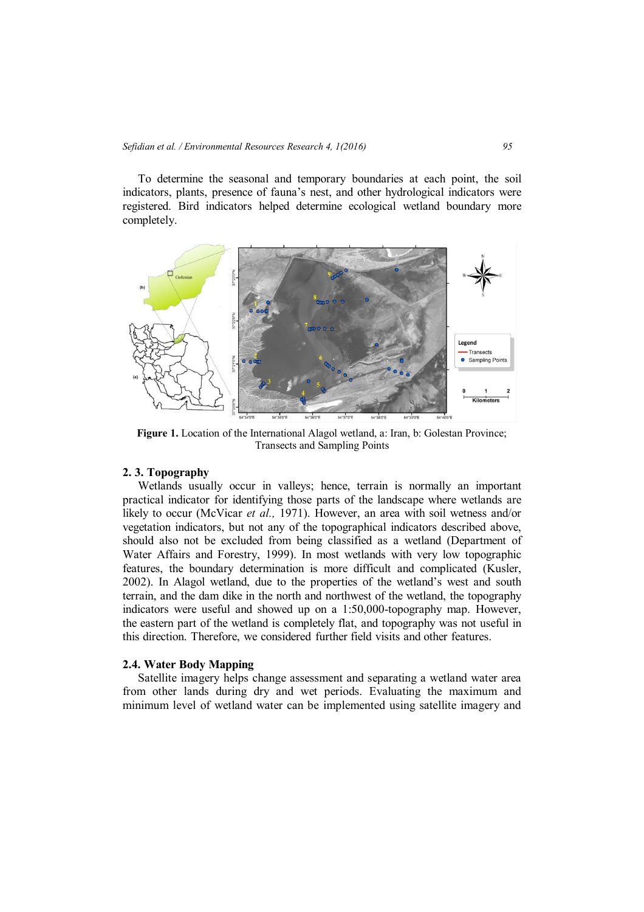To determine the seasonal and temporary boundaries at each point, the soil indicators, plants, presence of fauna's nest, and other hydrological indicators were registered. Bird indicators helped determine ecological wetland boundary more completely.

**Figure 1.** Location of the International Alagol wetland, a: Iran, b: Golestan Province; Transects and Sampling Points

### 2. 3. Topography

Wetlands usually occur in valleys; hence, terrain is normally an important practical indicator for identifying those parts of the landscape where wetlands are likely to occur (McVicar *et al.,* 1971). However, an area with soil wetness and/or vegetation indicators, but not any of the topographical indicators described above, should also not be excluded from being classified as a wetland (Department of Water Affairs and Forestry, 1999). In most wetlands with very low topographic features, the boundary determination is more difficult and complicated (Kusler, 2002). In Alagol wetland, due to the properties of the wetland's west and south terrain, and the dam dike in the north and northwest of the wetland, the topography indicators were useful and showed up on a 1:50,000-topography map. However, the eastern part of the wetland is completely flat, and topography was not useful in this direction. Therefore, we considered further field visits and other features.

### 2.4. Water Body Mapping

Satellite imagery helps change assessment and separating a wetland water area from other lands during dry and wet periods. Evaluating the maximum and minimum level of wetland water can be implemented using satellite imagery and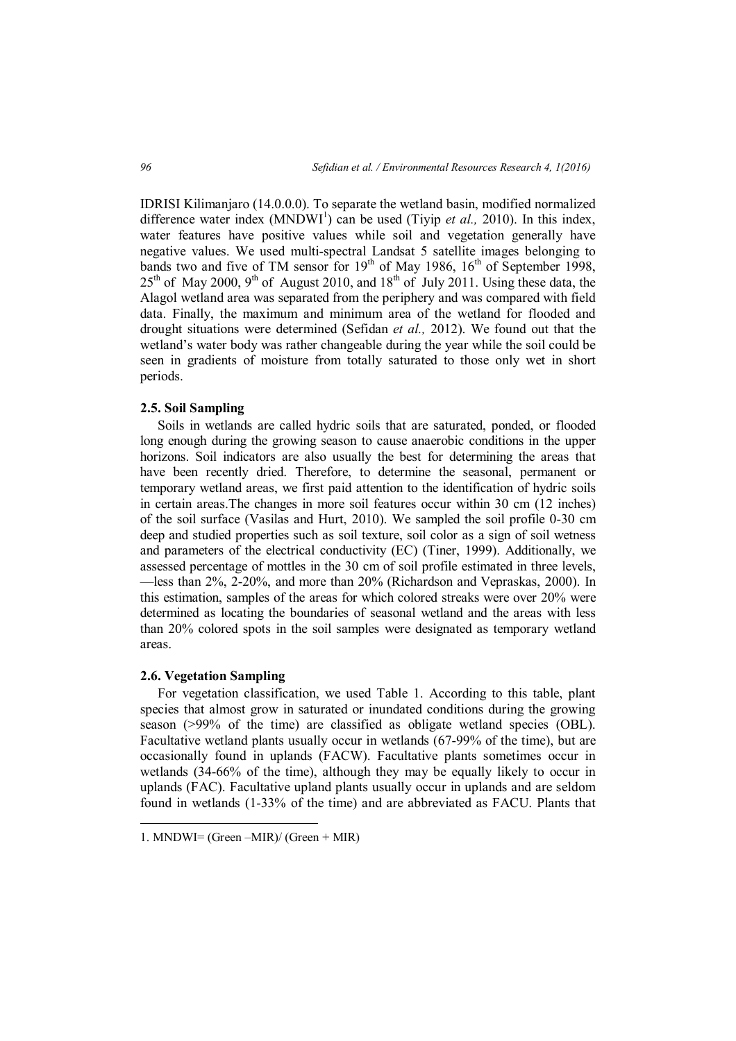IDRISI Kilimanjaro (14.0.0.0). To separate the wetland basin, modified normalized difference water index (MNDWI[1]) can be used (Tiyip *et al.,* 2010). In this index, water features have positive values while soil and vegetation generally have negative values. We used multi-spectral Landsat 5 satellite images belonging to bands two and five of TM sensor for 19th of May 1986, 16th of September 1998, 25th of May 2000, 9th of August 2010, and 18th of July 2011. Using these data, the Alagol wetland area was separated from the periphery and was compared with field data. Finally, the maximum and minimum area of the wetland for flooded and drought situations were determined (Sefidan *et al.,* 2012). We found out that the wetland's water body was rather changeable during the year while the soil could be seen in gradients of moisture from totally saturated to those only wet in short periods.

### 2.5. Soil Sampling

Soils in wetlands are called hydric soils that are saturated, ponded, or flooded long enough during the growing season to cause anaerobic conditions in the upper horizons. Soil indicators are also usually the best for determining the areas that have been recently dried. Therefore, to determine the seasonal, permanent or temporary wetland areas, we first paid attention to the identification of hydric soils in certain areas.The changes in more soil features occur within 30 cm (12 inches) of the soil surface (Vasilas and Hurt, 2010). We sampled the soil profile 0-30 cm deep and studied properties such as soil texture, soil color as a sign of soil wetness and parameters of the electrical conductivity (EC) (Tiner, 1999). Additionally, we assessed percentage of mottles in the 30 cm of soil profile estimated in three levels, —less than 2%, 2-20%, and more than 20% (Richardson and Vepraskas, 2000). In this estimation, samples of the areas for which colored streaks were over 20% were determined as locating the boundaries of seasonal wetland and the areas with less than 20% colored spots in the soil samples were designated as temporary wetland areas.

### 2.6. Vegetation Sampling

For vegetation classification, we used Table 1. According to this table, plant species that almost grow in saturated or inundated conditions during the growing season (>99% of the time) are classified as obligate wetland species (OBL). Facultative wetland plants usually occur in wetlands (67-99% of the time), but are occasionally found in uplands (FACW). Facultative plants sometimes occur in wetlands (34-66% of the time), although they may be equally likely to occur in uplands (FAC). Facultative upland plants usually occur in uplands and are seldom found in wetlands (1-33% of the time) and are abbreviated as FACU. Plants that

---

1. MNDWI= (Green –MIR)/ (Green + MIR)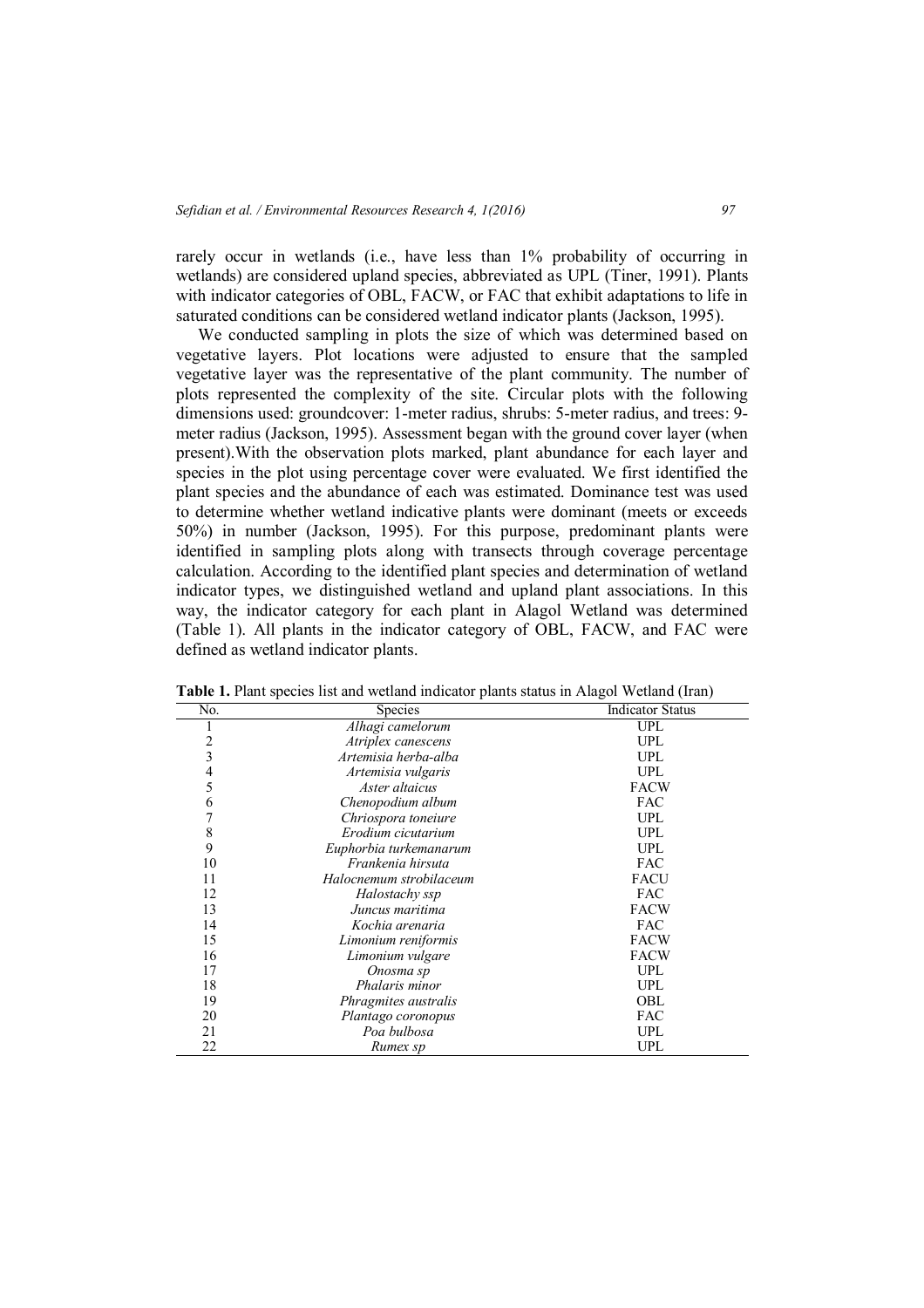rarely occur in wetlands (i.e., have less than 1% probability of occurring in wetlands) are considered upland species, abbreviated as UPL (Tiner, 1991). Plants with indicator categories of OBL, FACW, or FAC that exhibit adaptations to life in saturated conditions can be considered wetland indicator plants (Jackson, 1995).

We conducted sampling in plots the size of which was determined based on vegetative layers. Plot locations were adjusted to ensure that the sampled vegetative layer was the representative of the plant community. The number of plots represented the complexity of the site. Circular plots with the following dimensions used: groundcover: 1-meter radius, shrubs: 5-meter radius, and trees: 9-meter radius (Jackson, 1995). Assessment began with the ground cover layer (when present).With the observation plots marked, plant abundance for each layer and species in the plot using percentage cover were evaluated. We first identified the plant species and the abundance of each was estimated. Dominance test was used to determine whether wetland indicative plants were dominant (meets or exceeds 50%) in number (Jackson, 1995). For this purpose, predominant plants were identified in sampling plots along with transects through coverage percentage calculation. According to the identified plant species and determination of wetland indicator types, we distinguished wetland and upland plant associations. In this way, the indicator category for each plant in Alagol Wetland was determined (Table 1). All plants in the indicator category of OBL, FACW, and FAC were defined as wetland indicator plants.

**Table 1.** Plant species list and wetland indicator plants status in Alagol Wetland (Iran)

| No. | Species | Indicator Status |
|---|---|---|
| 1 | *Alhagi camelorum* | UPL |
| 2 | *Atriplex canescens* | UPL |
| 3 | *Artemisia herba-alba* | UPL |
| 4 | *Artemisia vulgaris* | UPL |
| 5 | *Aster altaicus* | FACW |
| 6 | *Chenopodium album* | FAC |
| 7 | *Chriospora toneiure* | UPL |
| 8 | *Erodium cicutarium* | UPL |
| 9 | *Euphorbia turkemanarum* | UPL |
| 10 | *Frankenia hirsuta* | FAC |
| 11 | *Halocnemum strobilaceum* | FACU |
| 12 | *Halostachy ssp* | FAC |
| 13 | *Juncus maritima* | FACW |
| 14 | *Kochia arenaria* | FAC |
| 15 | *Limonium reniformis* | FACW |
| 16 | *Limonium vulgare* | FACW |
| 17 | *Onosma sp* | UPL |
| 18 | *Phalaris minor* | UPL |
| 19 | *Phragmites australis* | OBL |
| 20 | *Plantago coronopus* | FAC |
| 21 | *Poa bulbosa* | UPL |
| 22 | *Rumex sp* | UPL |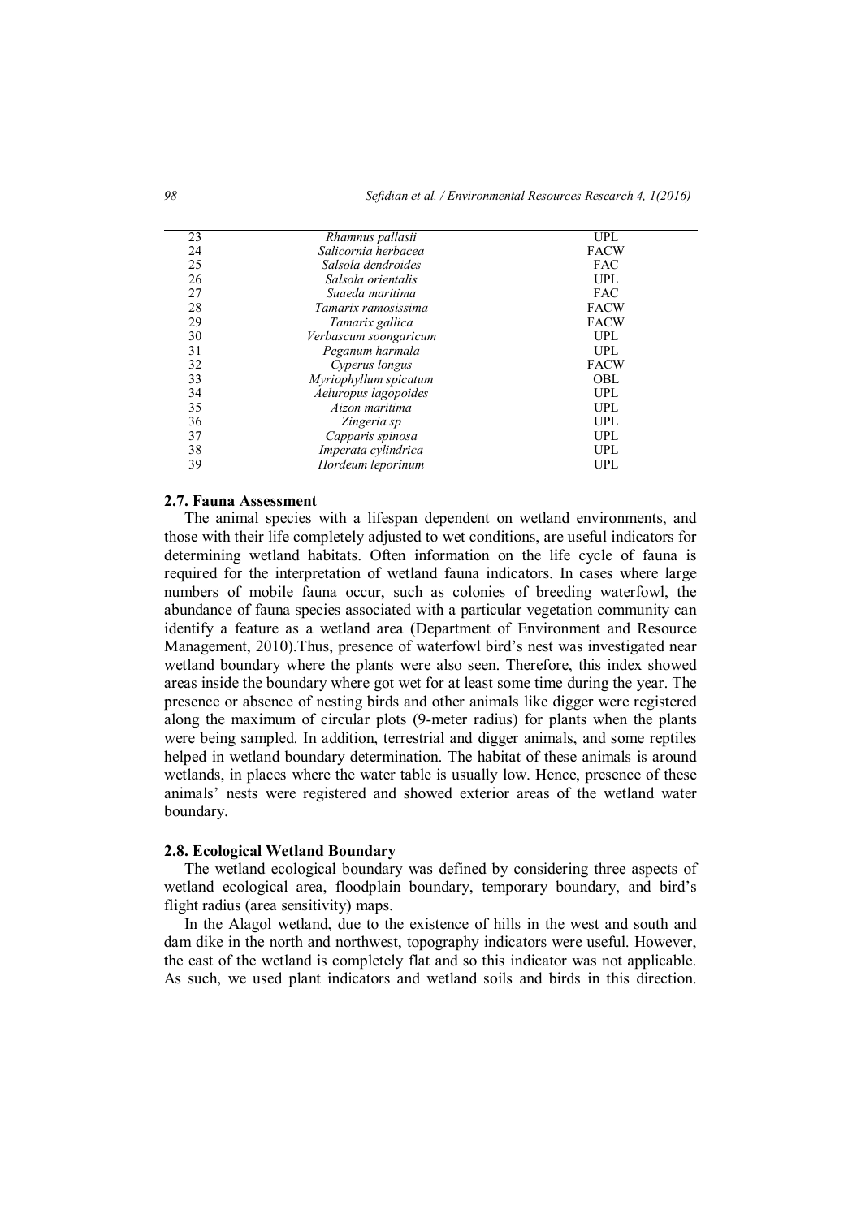| | | |
|---|---|---|
| 23 | *Rhamnus pallasii* | UPL |
| 24 | *Salicornia herbacea* | FACW |
| 25 | *Salsola dendroides* | FAC |
| 26 | *Salsola orientalis* | UPL |
| 27 | *Suaeda maritima* | FAC |
| 28 | *Tamarix ramosissima* | FACW |
| 29 | *Tamarix gallica* | FACW |
| 30 | *Verbascum soongaricum* | UPL |
| 31 | *Peganum harmala* | UPL |
| 32 | *Cyperus longus* | FACW |
| 33 | *Myriophyllum spicatum* | OBL |
| 34 | *Aeluropus lagopoides* | UPL |
| 35 | *Aizon maritima* | UPL |
| 36 | *Zingeria sp* | UPL |
| 37 | *Capparis spinosa* | UPL |
| 38 | *Imperata cylindrica* | UPL |
| 39 | *Hordeum leporinum* | UPL |

### 2.7. Fauna Assessment

The animal species with a lifespan dependent on wetland environments, and those with their life completely adjusted to wet conditions, are useful indicators for determining wetland habitats. Often information on the life cycle of fauna is required for the interpretation of wetland fauna indicators. In cases where large numbers of mobile fauna occur, such as colonies of breeding waterfowl, the abundance of fauna species associated with a particular vegetation community can identify a feature as a wetland area (Department of Environment and Resource Management, 2010).Thus, presence of waterfowl bird's nest was investigated near wetland boundary where the plants were also seen. Therefore, this index showed areas inside the boundary where got wet for at least some time during the year. The presence or absence of nesting birds and other animals like digger were registered along the maximum of circular plots (9-meter radius) for plants when the plants were being sampled. In addition, terrestrial and digger animals, and some reptiles helped in wetland boundary determination. The habitat of these animals is around wetlands, in places where the water table is usually low. Hence, presence of these animals' nests were registered and showed exterior areas of the wetland water boundary.

### 2.8. Ecological Wetland Boundary

The wetland ecological boundary was defined by considering three aspects of wetland ecological area, floodplain boundary, temporary boundary, and bird's flight radius (area sensitivity) maps.

In the Alagol wetland, due to the existence of hills in the west and south and dam dike in the north and northwest, topography indicators were useful. However, the east of the wetland is completely flat and so this indicator was not applicable. As such, we used plant indicators and wetland soils and birds in this direction.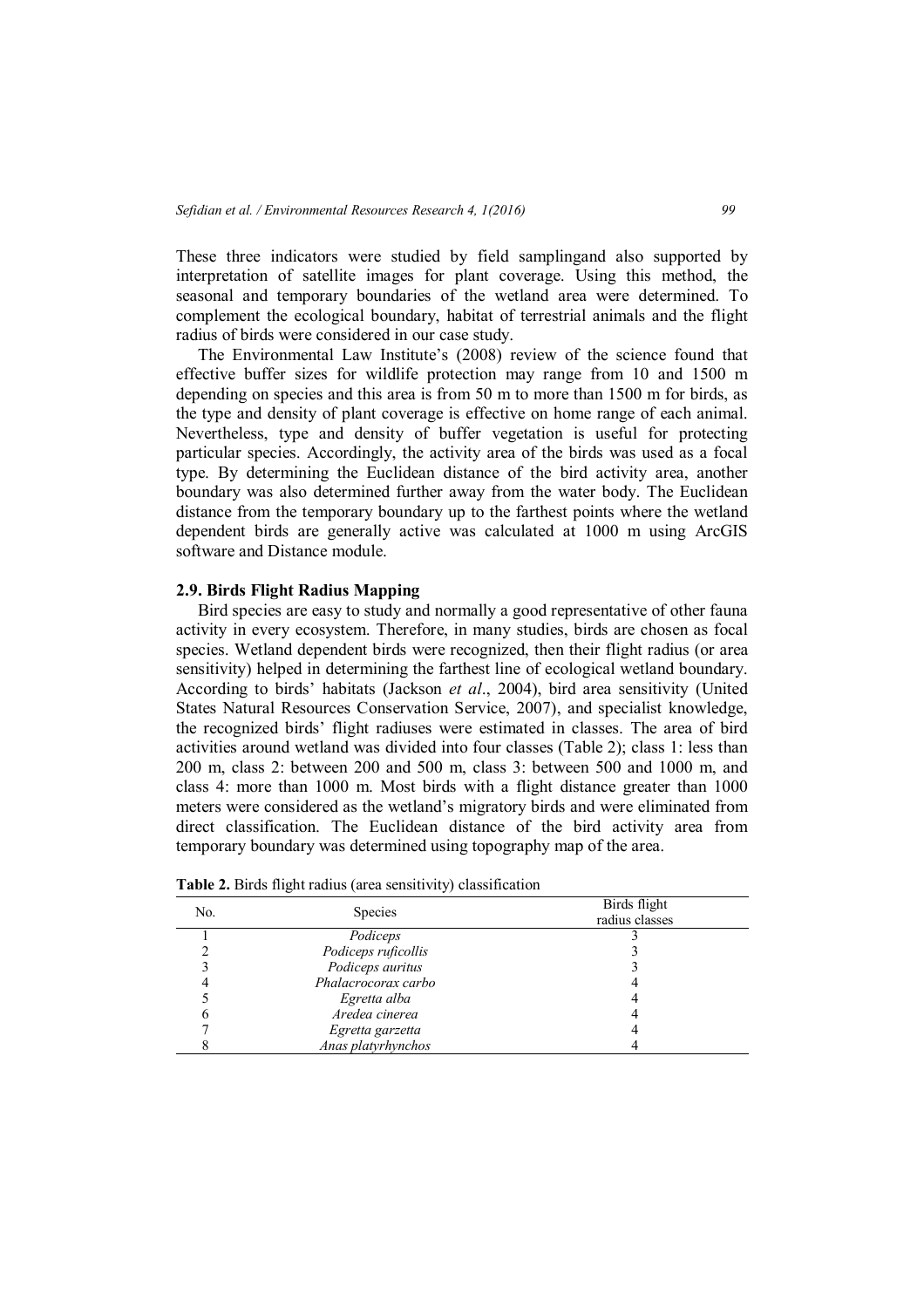These three indicators were studied by field samplingand also supported by interpretation of satellite images for plant coverage. Using this method, the seasonal and temporary boundaries of the wetland area were determined. To complement the ecological boundary, habitat of terrestrial animals and the flight radius of birds were considered in our case study.

The Environmental Law Institute's (2008) review of the science found that effective buffer sizes for wildlife protection may range from 10 and 1500 m depending on species and this area is from 50 m to more than 1500 m for birds, as the type and density of plant coverage is effective on home range of each animal. Nevertheless, type and density of buffer vegetation is useful for protecting particular species. Accordingly, the activity area of the birds was used as a focal type. By determining the Euclidean distance of the bird activity area, another boundary was also determined further away from the water body. The Euclidean distance from the temporary boundary up to the farthest points where the wetland dependent birds are generally active was calculated at 1000 m using ArcGIS software and Distance module.

### 2.9. Birds Flight Radius Mapping

Bird species are easy to study and normally a good representative of other fauna activity in every ecosystem. Therefore, in many studies, birds are chosen as focal species. Wetland dependent birds were recognized, then their flight radius (or area sensitivity) helped in determining the farthest line of ecological wetland boundary. According to birds' habitats (Jackson *et al*., 2004), bird area sensitivity (United States Natural Resources Conservation Service, 2007), and specialist knowledge, the recognized birds' flight radiuses were estimated in classes. The area of bird activities around wetland was divided into four classes (Table 2); class 1: less than 200 m, class 2: between 200 and 500 m, class 3: between 500 and 1000 m, and class 4: more than 1000 m. Most birds with a flight distance greater than 1000 meters were considered as the wetland's migratory birds and were eliminated from direct classification. The Euclidean distance of the bird activity area from temporary boundary was determined using topography map of the area.

**Table 2.** Birds flight radius (area sensitivity) classification

| No. | Species | Birds flight radius classes |
|---|---|---|
| 1 | *Podiceps* | 3 |
| 2 | *Podiceps ruficollis* | 3 |
| 3 | *Podiceps auritus* | 3 |
| 4 | *Phalacrocorax carbo* | 4 |
| 5 | *Egretta alba* | 4 |
| 6 | *Aredea cinerea* | 4 |
| 7 | *Egretta garzetta* | 4 |
| 8 | *Anas platyrhynchos* | 4 |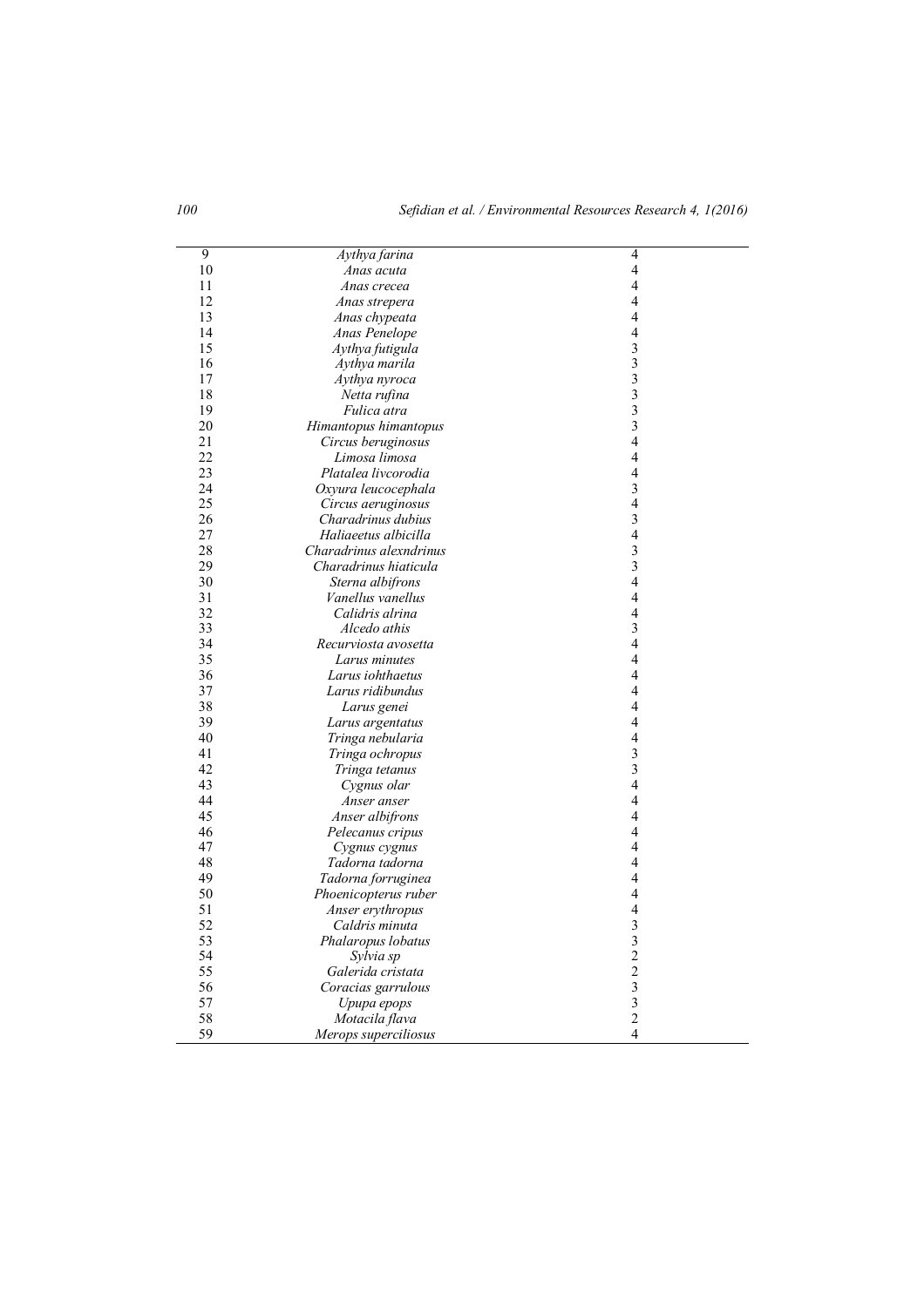| | | |
|---|---|---|
| 9 | *Aythya farina* | 4 |
| 10 | *Anas acuta* | 4 |
| 11 | *Anas crecea* | 4 |
| 12 | *Anas strepera* | 4 |
| 13 | *Anas chypeata* | 4 |
| 14 | *Anas Penelope* | 4 |
| 15 | *Aythya futigula* | 3 |
| 16 | *Aythya marila* | 3 |
| 17 | *Aythya nyroca* | 3 |
| 18 | *Netta rufina* | 3 |
| 19 | *Fulica atra* | 3 |
| 20 | *Himantopus himantopus* | 3 |
| 21 | *Circus beruginosus* | 4 |
| 22 | *Limosa limosa* | 4 |
| 23 | *Platalea livcorodia* | 4 |
| 24 | *Oxyura leucocephala* | 3 |
| 25 | *Circus aeruginosus* | 4 |
| 26 | *Charadrinus dubius* | 3 |
| 27 | *Haliaeetus albicilla* | 4 |
| 28 | *Charadrinus alexndrinus* | 3 |
| 29 | *Charadrinus hiaticula* | 3 |
| 30 | *Sterna albifrons* | 4 |
| 31 | *Vanellus vanellus* | 4 |
| 32 | *Calidris alrina* | 4 |
| 33 | *Alcedo athis* | 3 |
| 34 | *Recurviosta avosetta* | 4 |
| 35 | *Larus minutes* | 4 |
| 36 | *Larus iohthaetus* | 4 |
| 37 | *Larus ridibundus* | 4 |
| 38 | *Larus genei* | 4 |
| 39 | *Larus argentatus* | 4 |
| 40 | *Tringa nebularia* | 4 |
| 41 | *Tringa ochropus* | 3 |
| 42 | *Tringa tetanus* | 3 |
| 43 | *Cygnus olar* | 4 |
| 44 | *Anser anser* | 4 |
| 45 | *Anser albifrons* | 4 |
| 46 | *Pelecanus cripus* | 4 |
| 47 | *Cygnus cygnus* | 4 |
| 48 | *Tadorna tadorna* | 4 |
| 49 | *Tadorna forruginea* | 4 |
| 50 | *Phoenicopterus ruber* | 4 |
| 51 | *Anser erythropus* | 4 |
| 52 | *Caldris minuta* | 3 |
| 53 | *Phalaropus lobatus* | 3 |
| 54 | *Sylvia sp* | 2 |
| 55 | *Galerida cristata* | 2 |
| 56 | *Coracias garrulous* | 3 |
| 57 | *Upupa epops* | 3 |
| 58 | *Motacila flava* | 2 |
| 59 | *Merops superciliosus* | 4 |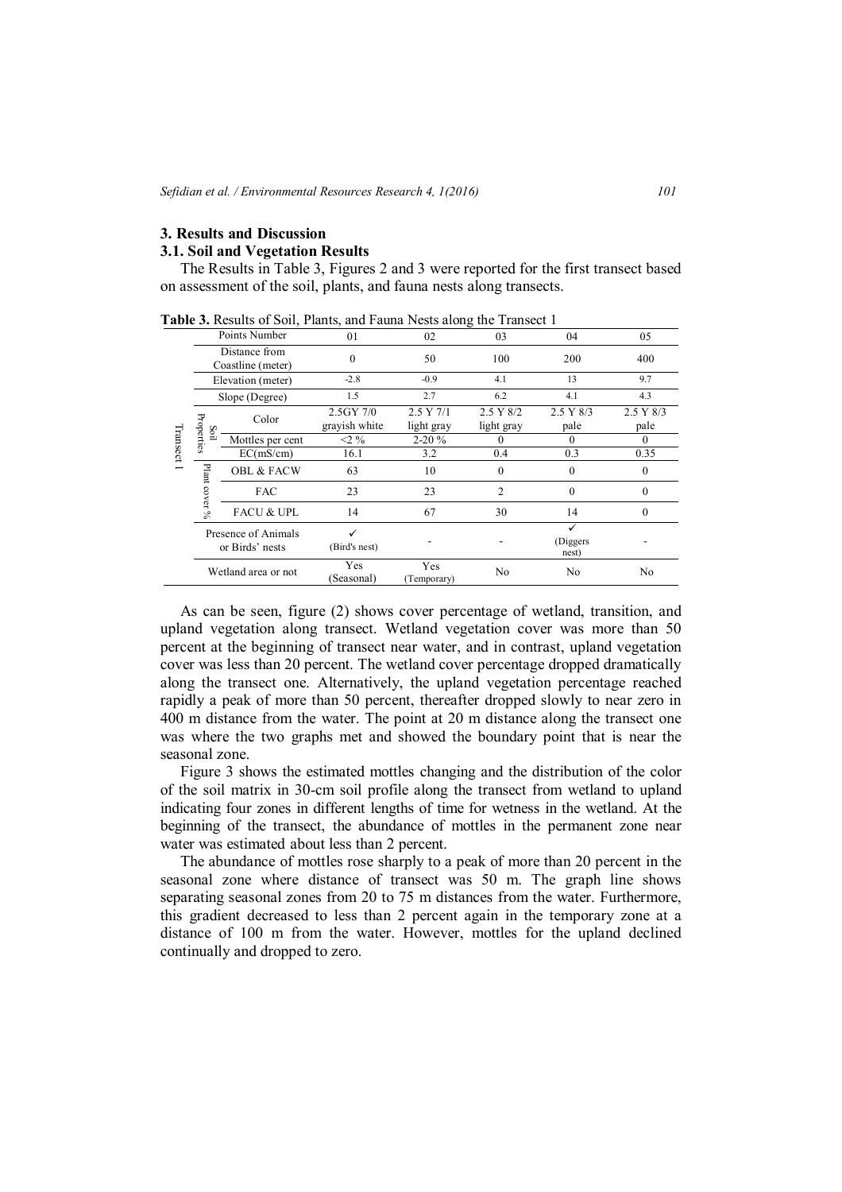## 3. Results and Discussion

### 3.1. Soil and Vegetation Results

The Results in Table 3, Figures 2 and 3 were reported for the first transect based on assessment of the soil, plants, and fauna nests along transects.

**Table 3.** Results of Soil, Plants, and Fauna Nests along the Transect 1

| | | | | | | | |
|---|---|---|---|---|---|---|---|
| Transect 1 | Points Number | | 01 | 02 | 03 | 04 | 05 |
| | Distance from Coastline (meter) | | 0 | 50 | 100 | 200 | 400 |
| | Elevation (meter) | | -2.8 | -0.9 | 4.1 | 13 | 9.7 |
| | Slope (Degree) | | 1.5 | 2.7 | 6.2 | 4.1 | 4.3 |
| | Soil Properties | Color | 2.5GY 7/0 grayish white | 2.5 Y 7/1 light gray | 2.5 Y 8/2 light gray | 2.5 Y 8/3 pale | 2.5 Y 8/3 pale |
| | | Mottles per cent | <2 % | 2-20 % | 0 | 0 | 0 |
| | | EC(mS/cm) | 16.1 | 3.2 | 0.4 | 0.3 | 0.35 |
| | Plant cover % | OBL & FACW | 63 | 10 | 0 | 0 | 0 |
| | | FAC | 23 | 23 | 2 | 0 | 0 |
| | | FACU & UPL | 14 | 67 | 30 | 14 | 0 |
| | Presence of Animals or Birds' nests | | ✓ (Bird's nest) | - | - | ✓ (Diggers nest) | - |
| | Wetland area or not | | Yes (Seasonal) | Yes (Temporary) | No | No | No |

As can be seen, figure (2) shows cover percentage of wetland, transition, and upland vegetation along transect. Wetland vegetation cover was more than 50 percent at the beginning of transect near water, and in contrast, upland vegetation cover was less than 20 percent. The wetland cover percentage dropped dramatically along the transect one. Alternatively, the upland vegetation percentage reached rapidly a peak of more than 50 percent, thereafter dropped slowly to near zero in 400 m distance from the water. The point at 20 m distance along the transect one was where the two graphs met and showed the boundary point that is near the seasonal zone.

Figure 3 shows the estimated mottles changing and the distribution of the color of the soil matrix in 30-cm soil profile along the transect from wetland to upland indicating four zones in different lengths of time for wetness in the wetland. At the beginning of the transect, the abundance of mottles in the permanent zone near water was estimated about less than 2 percent.

The abundance of mottles rose sharply to a peak of more than 20 percent in the seasonal zone where distance of transect was 50 m. The graph line shows separating seasonal zones from 20 to 75 m distances from the water. Furthermore, this gradient decreased to less than 2 percent again in the temporary zone at a distance of 100 m from the water. However, mottles for the upland declined continually and dropped to zero.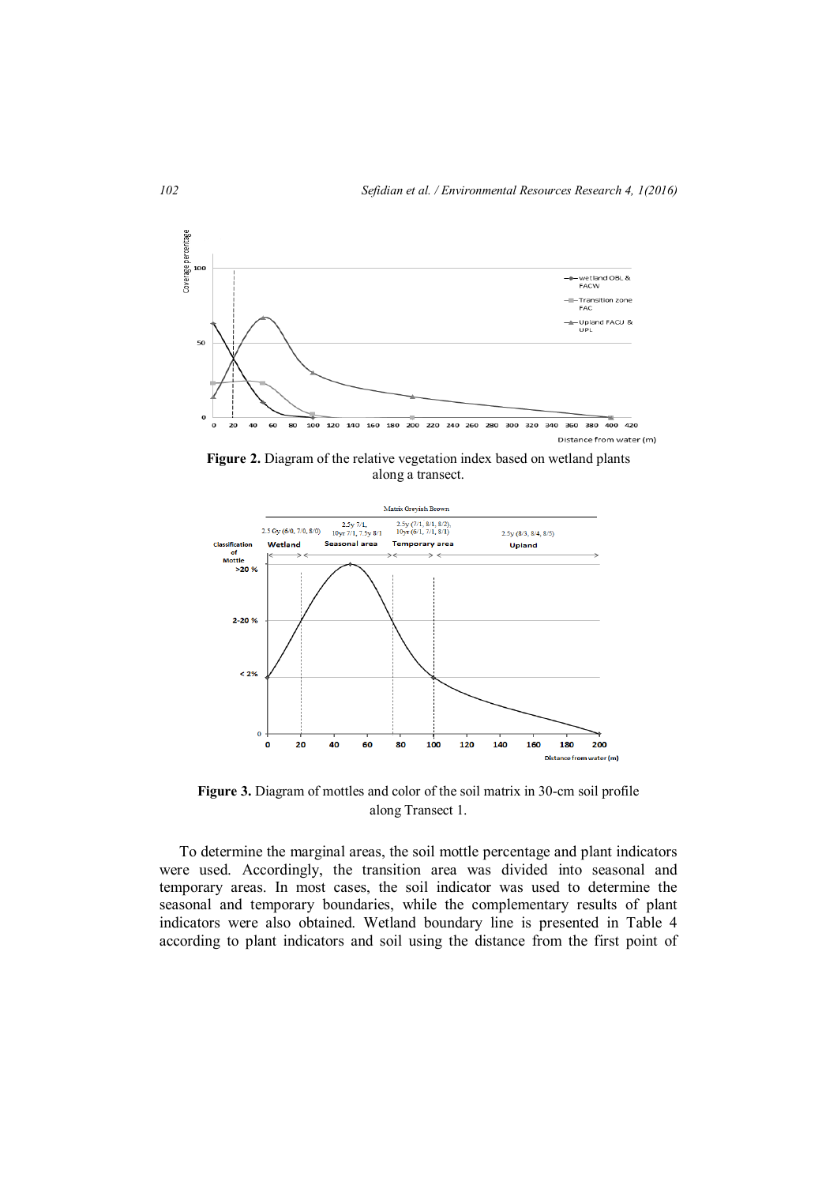**Figure 2.** Diagram of the relative vegetation index based on wetland plants along a transect.

**Figure 3.** Diagram of mottles and color of the soil matrix in 30-cm soil profile along Transect 1.

To determine the marginal areas, the soil mottle percentage and plant indicators were used. Accordingly, the transition area was divided into seasonal and temporary areas. In most cases, the soil indicator was used to determine the seasonal and temporary boundaries, while the complementary results of plant indicators were also obtained. Wetland boundary line is presented in Table 4 according to plant indicators and soil using the distance from the first point of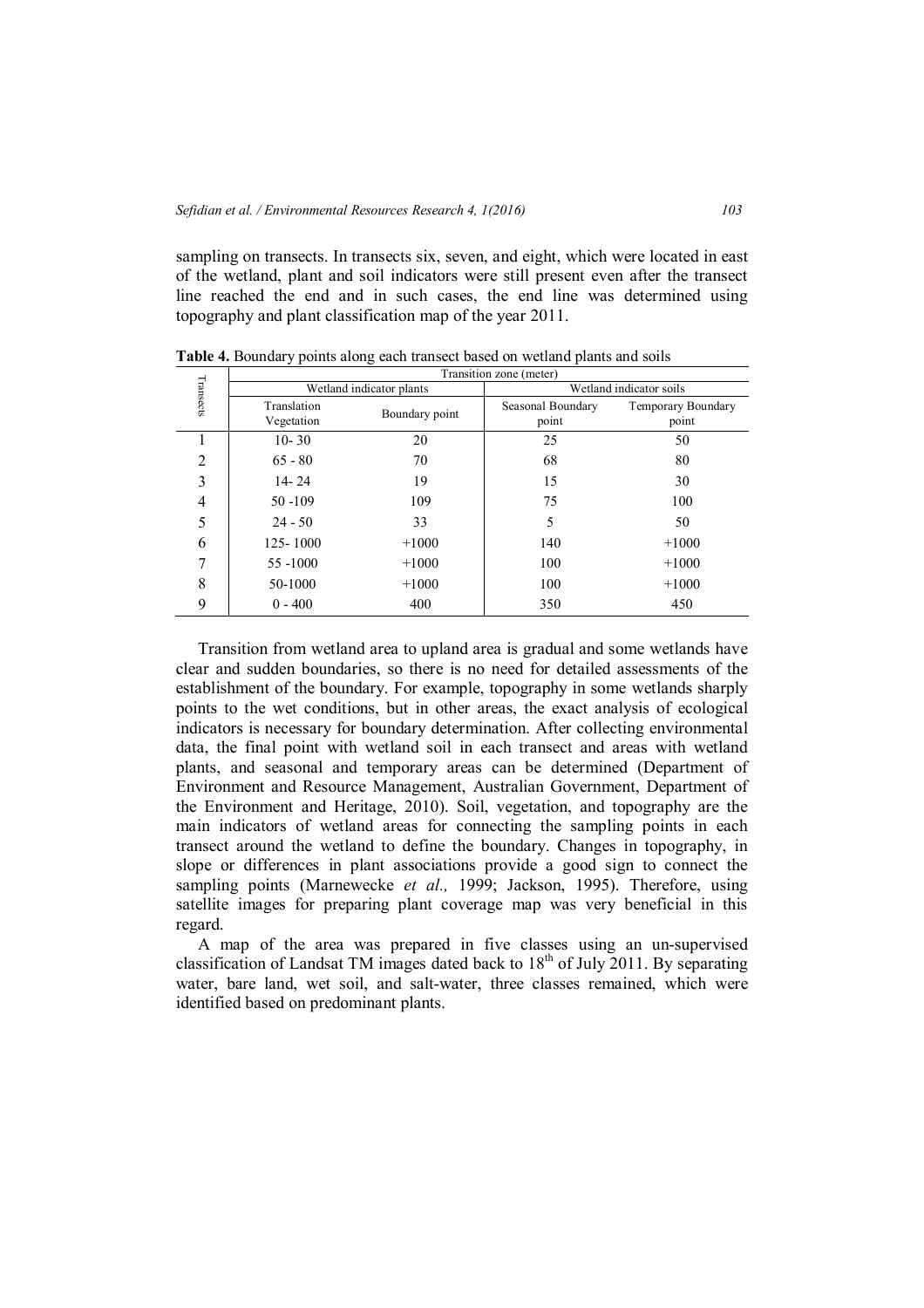sampling on transects. In transects six, seven, and eight, which were located in east of the wetland, plant and soil indicators were still present even after the transect line reached the end and in such cases, the end line was determined using topography and plant classification map of the year 2011.

**Table 4.** Boundary points along each transect based on wetland plants and soils

| Transects | Transition zone (meter) | | | |
|---|---|---|---|---|
| | Wetland indicator plants | | Wetland indicator soils | |
| | Translation Vegetation | Boundary point | Seasonal Boundary point | Temporary Boundary point |
| 1 | 10- 30 | 20 | 25 | 50 |
| 2 | 65 - 80 | 70 | 68 | 80 |
| 3 | 14- 24 | 19 | 15 | 30 |
| 4 | 50 -109 | 109 | 75 | 100 |
| 5 | 24 - 50 | 33 | 5 | 50 |
| 6 | 125- 1000 | +1000 | 140 | +1000 |
| 7 | 55 -1000 | +1000 | 100 | +1000 |
| 8 | 50-1000 | +1000 | 100 | +1000 |
| 9 | 0 - 400 | 400 | 350 | 450 |

Transition from wetland area to upland area is gradual and some wetlands have clear and sudden boundaries, so there is no need for detailed assessments of the establishment of the boundary. For example, topography in some wetlands sharply points to the wet conditions, but in other areas, the exact analysis of ecological indicators is necessary for boundary determination. After collecting environmental data, the final point with wetland soil in each transect and areas with wetland plants, and seasonal and temporary areas can be determined (Department of Environment and Resource Management, Australian Government, Department of the Environment and Heritage, 2010). Soil, vegetation, and topography are the main indicators of wetland areas for connecting the sampling points in each transect around the wetland to define the boundary. Changes in topography, in slope or differences in plant associations provide a good sign to connect the sampling points (Marnewecke *et al.,* 1999; Jackson, 1995). Therefore, using satellite images for preparing plant coverage map was very beneficial in this regard.

A map of the area was prepared in five classes using an un-supervised classification of Landsat TM images dated back to 18th of July 2011. By separating water, bare land, wet soil, and salt-water, three classes remained, which were identified based on predominant plants.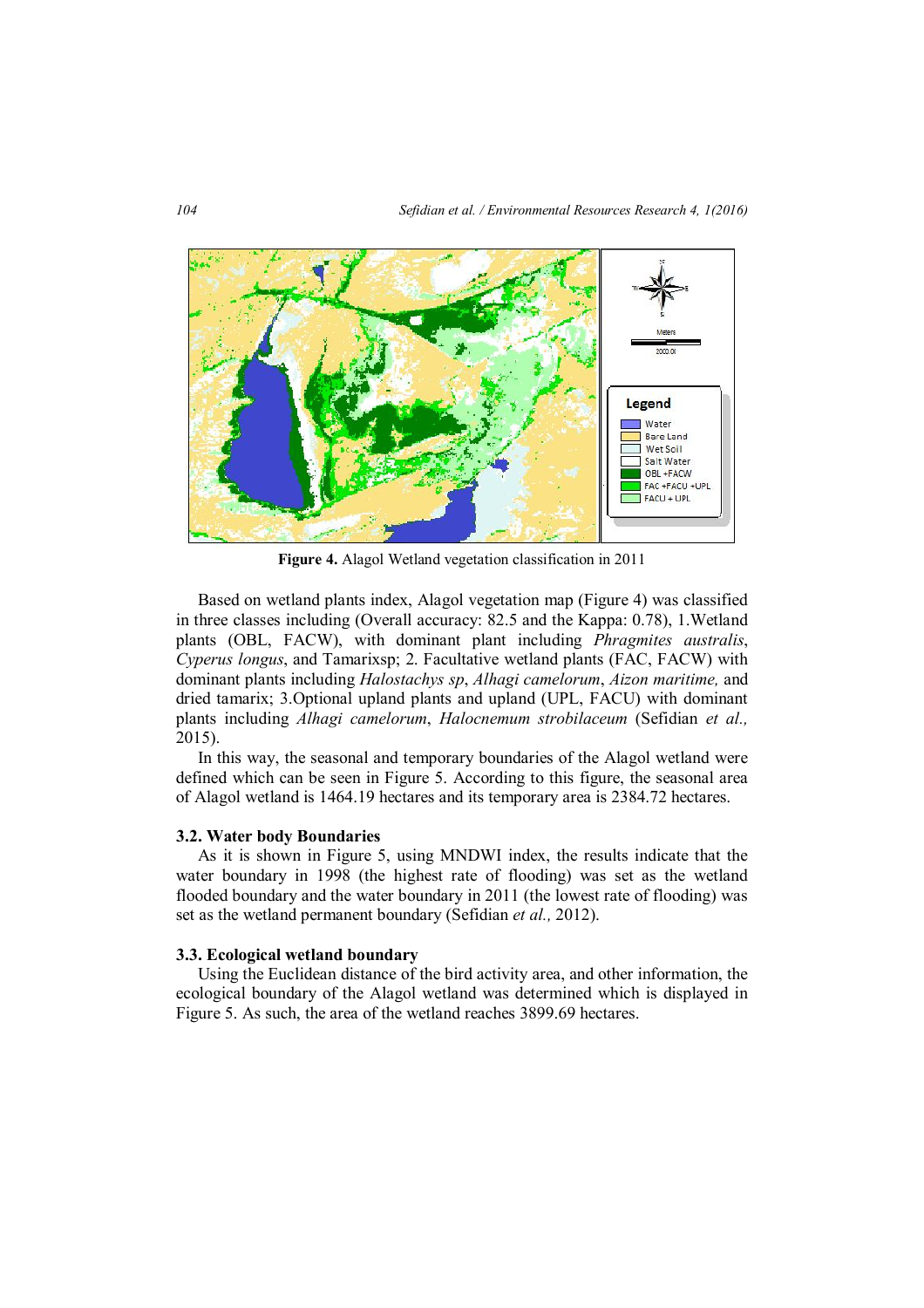**Figure 4.** Alagol Wetland vegetation classification in 2011

Based on wetland plants index, Alagol vegetation map (Figure 4) was classified in three classes including (Overall accuracy: 82.5 and the Kappa: 0.78), 1.Wetland plants (OBL, FACW), with dominant plant including *Phragmites australis*, *Cyperus longus*, and Tamarixsp; 2. Facultative wetland plants (FAC, FACW) with dominant plants including *Halostachys sp*, *Alhagi camelorum*, *Aizon maritime,* and dried tamarix; 3.Optional upland plants and upland (UPL, FACU) with dominant plants including *Alhagi camelorum*, *Halocnemum strobilaceum* (Sefidian *et al.,* 2015).

In this way, the seasonal and temporary boundaries of the Alagol wetland were defined which can be seen in Figure 5. According to this figure, the seasonal area of Alagol wetland is 1464.19 hectares and its temporary area is 2384.72 hectares.

### 3.2. Water body Boundaries

As it is shown in Figure 5, using MNDWI index, the results indicate that the water boundary in 1998 (the highest rate of flooding) was set as the wetland flooded boundary and the water boundary in 2011 (the lowest rate of flooding) was set as the wetland permanent boundary (Sefidian *et al.,* 2012).

### 3.3. Ecological wetland boundary

Using the Euclidean distance of the bird activity area, and other information, the ecological boundary of the Alagol wetland was determined which is displayed in Figure 5. As such, the area of the wetland reaches 3899.69 hectares.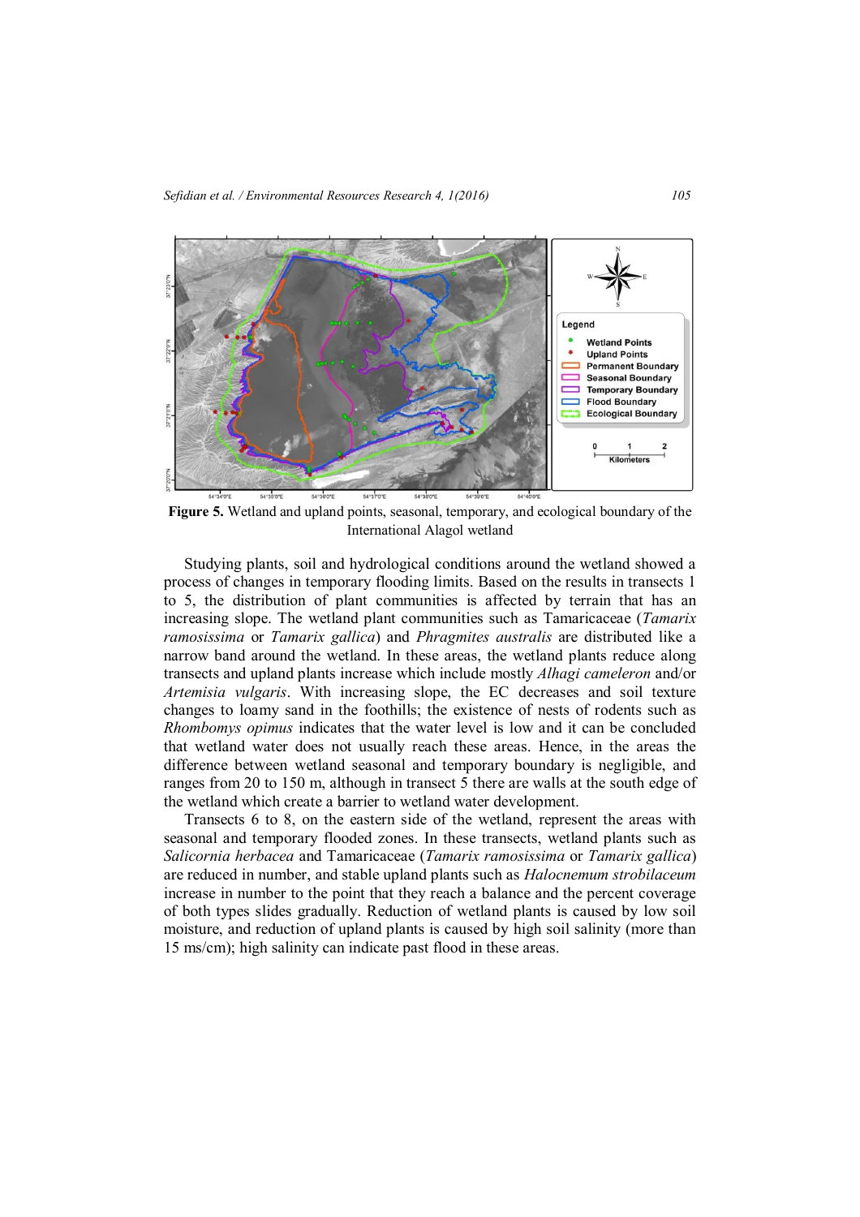**Figure 5.** Wetland and upland points, seasonal, temporary, and ecological boundary of the International Alagol wetland

Studying plants, soil and hydrological conditions around the wetland showed a process of changes in temporary flooding limits. Based on the results in transects 1 to 5, the distribution of plant communities is affected by terrain that has an increasing slope. The wetland plant communities such as Tamaricaceae (*Tamarix ramosissima* or *Tamarix gallica*) and *Phragmites australis* are distributed like a narrow band around the wetland. In these areas, the wetland plants reduce along transects and upland plants increase which include mostly *Alhagi cameleron* and/or *Artemisia vulgaris*. With increasing slope, the EC decreases and soil texture changes to loamy sand in the foothills; the existence of nests of rodents such as *Rhombomys opimus* indicates that the water level is low and it can be concluded that wetland water does not usually reach these areas. Hence, in the areas the difference between wetland seasonal and temporary boundary is negligible, and ranges from 20 to 150 m, although in transect 5 there are walls at the south edge of the wetland which create a barrier to wetland water development.

Transects 6 to 8, on the eastern side of the wetland, represent the areas with seasonal and temporary flooded zones. In these transects, wetland plants such as *Salicornia herbacea* and Tamaricaceae (*Tamarix ramosissima* or *Tamarix gallica*) are reduced in number, and stable upland plants such as *Halocnemum strobilaceum* increase in number to the point that they reach a balance and the percent coverage of both types slides gradually. Reduction of wetland plants is caused by low soil moisture, and reduction of upland plants is caused by high soil salinity (more than 15 ms/cm); high salinity can indicate past flood in these areas.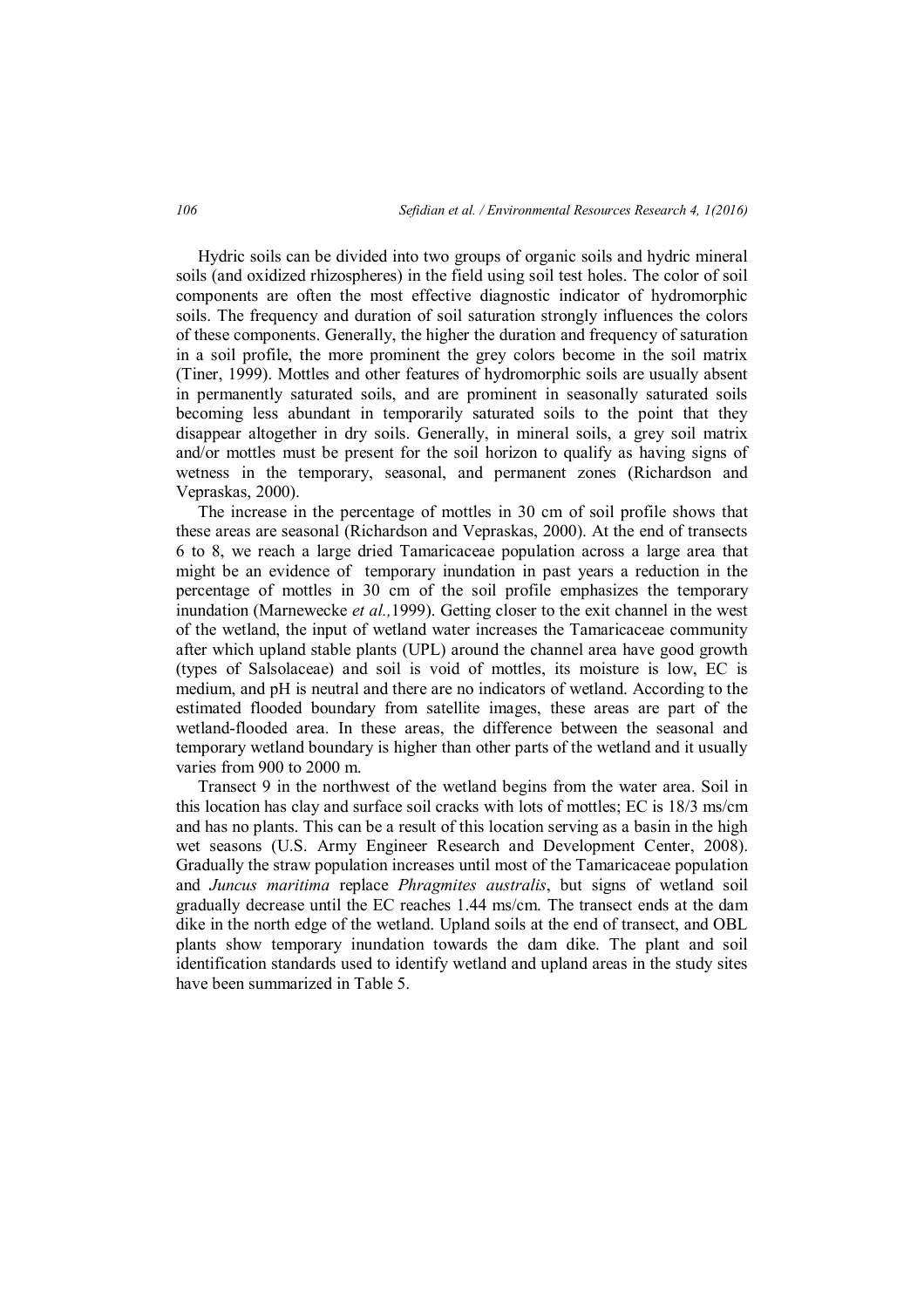Hydric soils can be divided into two groups of organic soils and hydric mineral soils (and oxidized rhizospheres) in the field using soil test holes. The color of soil components are often the most effective diagnostic indicator of hydromorphic soils. The frequency and duration of soil saturation strongly influences the colors of these components. Generally, the higher the duration and frequency of saturation in a soil profile, the more prominent the grey colors become in the soil matrix (Tiner, 1999). Mottles and other features of hydromorphic soils are usually absent in permanently saturated soils, and are prominent in seasonally saturated soils becoming less abundant in temporarily saturated soils to the point that they disappear altogether in dry soils. Generally, in mineral soils, a grey soil matrix and/or mottles must be present for the soil horizon to qualify as having signs of wetness in the temporary, seasonal, and permanent zones (Richardson and Vepraskas, 2000).

The increase in the percentage of mottles in 30 cm of soil profile shows that these areas are seasonal (Richardson and Vepraskas, 2000). At the end of transects 6 to 8, we reach a large dried Tamaricaceae population across a large area that might be an evidence of temporary inundation in past years a reduction in the percentage of mottles in 30 cm of the soil profile emphasizes the temporary inundation (Marnewecke *et al.,*1999). Getting closer to the exit channel in the west of the wetland, the input of wetland water increases the Tamaricaceae community after which upland stable plants (UPL) around the channel area have good growth (types of Salsolaceae) and soil is void of mottles, its moisture is low, EC is medium, and pH is neutral and there are no indicators of wetland. According to the estimated flooded boundary from satellite images, these areas are part of the wetland-flooded area. In these areas, the difference between the seasonal and temporary wetland boundary is higher than other parts of the wetland and it usually varies from 900 to 2000 m.

Transect 9 in the northwest of the wetland begins from the water area. Soil in this location has clay and surface soil cracks with lots of mottles; EC is 18/3 ms/cm and has no plants. This can be a result of this location serving as a basin in the high wet seasons (U.S. Army Engineer Research and Development Center, 2008). Gradually the straw population increases until most of the Tamaricaceae population and *Juncus maritima* replace *Phragmites australis*, but signs of wetland soil gradually decrease until the EC reaches 1.44 ms/cm. The transect ends at the dam dike in the north edge of the wetland. Upland soils at the end of transect, and OBL plants show temporary inundation towards the dam dike. The plant and soil identification standards used to identify wetland and upland areas in the study sites have been summarized in Table 5.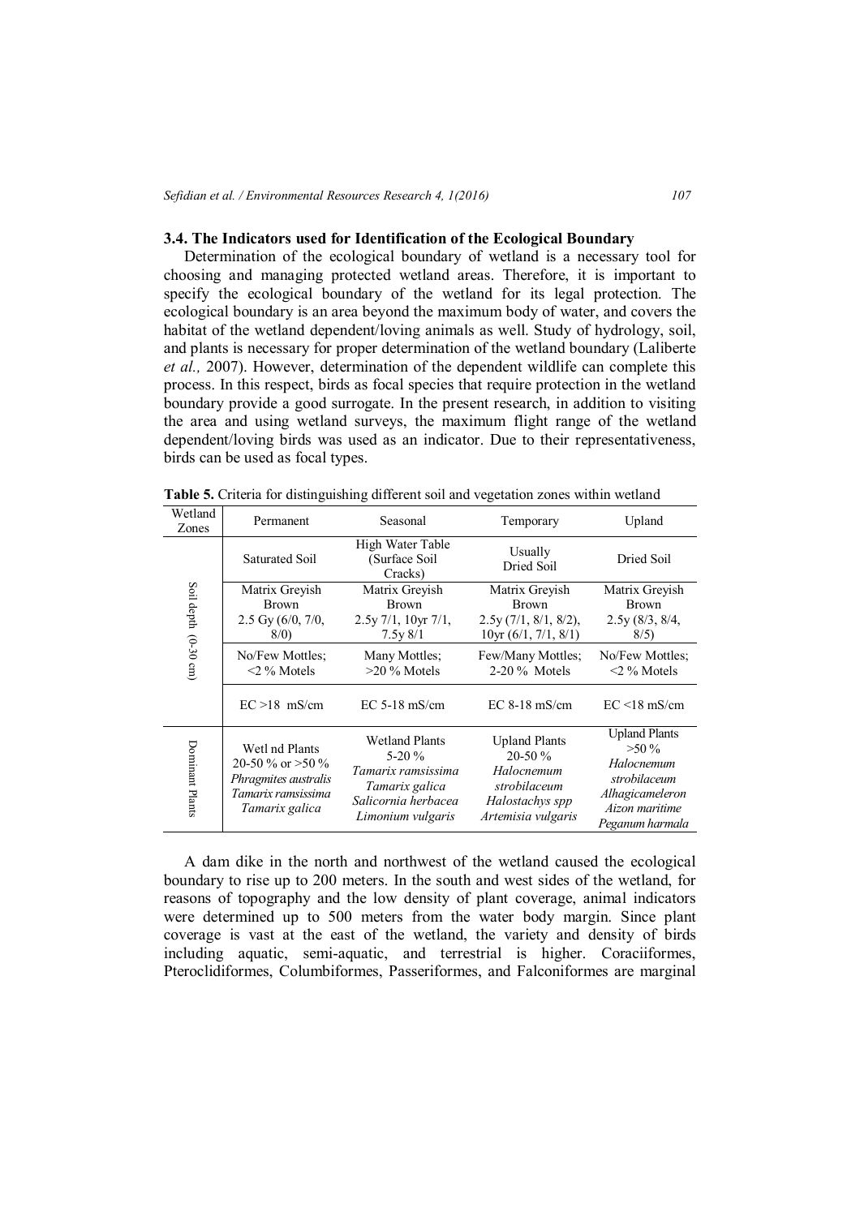### 3.4. The Indicators used for Identification of the Ecological Boundary

Determination of the ecological boundary of wetland is a necessary tool for choosing and managing protected wetland areas. Therefore, it is important to specify the ecological boundary of the wetland for its legal protection. The ecological boundary is an area beyond the maximum body of water, and covers the habitat of the wetland dependent/loving animals as well. Study of hydrology, soil, and plants is necessary for proper determination of the wetland boundary (Laliberte *et al.,* 2007). However, determination of the dependent wildlife can complete this process. In this respect, birds as focal species that require protection in the wetland boundary provide a good surrogate. In the present research, in addition to visiting the area and using wetland surveys, the maximum flight range of the wetland dependent/loving birds was used as an indicator. Due to their representativeness, birds can be used as focal types.

**Table 5.** Criteria for distinguishing different soil and vegetation zones within wetland

| Wetland Zones | Permanent | Seasonal | Temporary | Upland |
|---|---|---|---|---|
| Soil depth (0-30 cm) | Saturated Soil | High Water Table (Surface Soil Cracks) | Usually Dried Soil | Dried Soil |
| | Matrix Greyish Brown 2.5 Gy (6/0, 7/0, 8/0) | Matrix Greyish Brown 2.5y 7/1, 10yr 7/1, 7.5y 8/1 | Matrix Greyish Brown 2.5y (7/1, 8/1, 8/2), 10yr (6/1, 7/1, 8/1) | Matrix Greyish Brown 2.5y (8/3, 8/4, 8/5) |
| | No/Few Mottles; <2 % Motels | Many Mottles; >20 % Motels | Few/Many Mottles; 2-20 % Motels | No/Few Mottles; <2 % Motels |
| | EC >18 mS/cm | EC 5-18 mS/cm | EC 8-18 mS/cm | EC <18 mS/cm |
| Dominant Plants | Wetl nd Plants 20-50 % or >50 % *Phragmites australis* *Tamarix ramsissima* *Tamarix galica* | Wetland Plants 5-20 % *Tamarix ramsissima* *Tamarix galica* *Salicornia herbacea* *Limonium vulgaris* | Upland Plants 20-50 % *Halocnemum strobilaceum* *Halostachys spp* *Artemisia vulgaris* | Upland Plants >50 % *Halocnemum strobilaceum* *Alhagicameleron* *Aizon maritime* *Peganum harmala* |

A dam dike in the north and northwest of the wetland caused the ecological boundary to rise up to 200 meters. In the south and west sides of the wetland, for reasons of topography and the low density of plant coverage, animal indicators were determined up to 500 meters from the water body margin. Since plant coverage is vast at the east of the wetland, the variety and density of birds including aquatic, semi-aquatic, and terrestrial is higher. Coraciiformes, Pteroclidiformes, Columbiformes, Passeriformes, and Falconiformes are marginal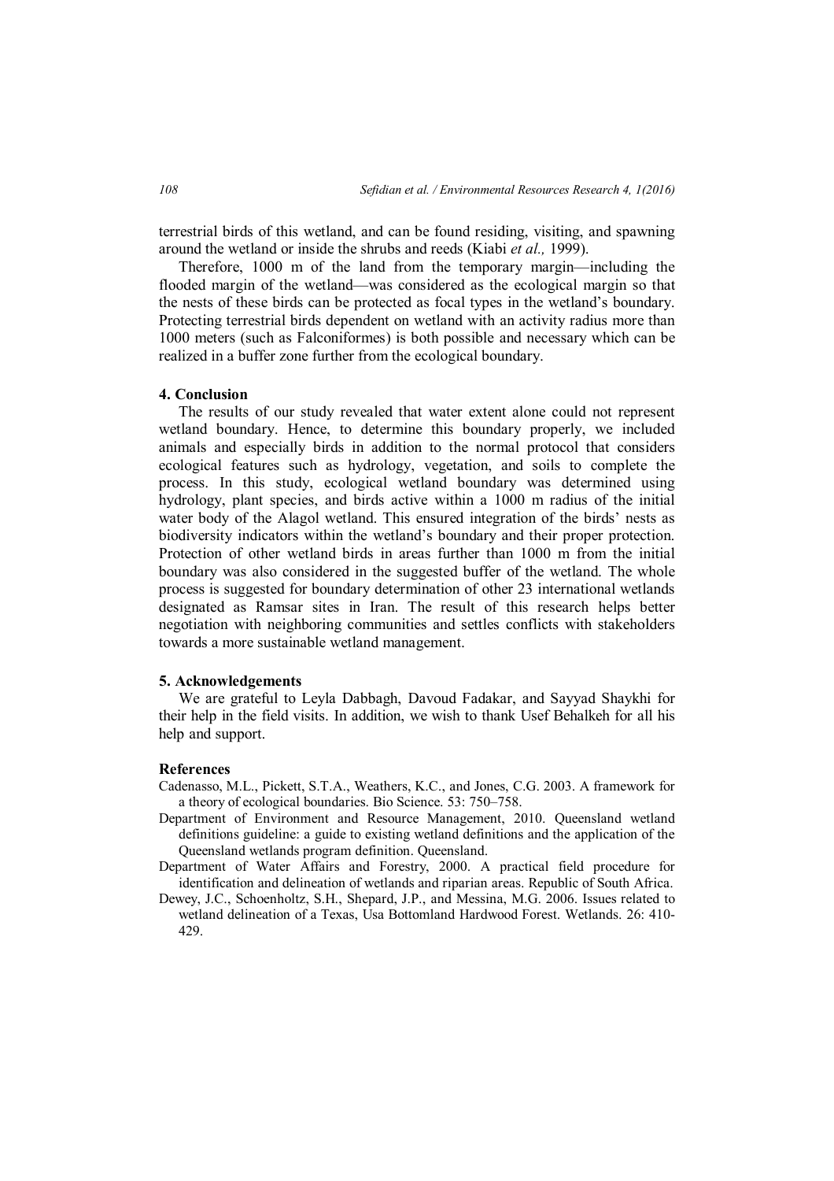terrestrial birds of this wetland, and can be found residing, visiting, and spawning around the wetland or inside the shrubs and reeds (Kiabi *et al.,* 1999).

Therefore, 1000 m of the land from the temporary margin—including the flooded margin of the wetland—was considered as the ecological margin so that the nests of these birds can be protected as focal types in the wetland's boundary. Protecting terrestrial birds dependent on wetland with an activity radius more than 1000 meters (such as Falconiformes) is both possible and necessary which can be realized in a buffer zone further from the ecological boundary.

## 4. Conclusion

The results of our study revealed that water extent alone could not represent wetland boundary. Hence, to determine this boundary properly, we included animals and especially birds in addition to the normal protocol that considers ecological features such as hydrology, vegetation, and soils to complete the process. In this study, ecological wetland boundary was determined using hydrology, plant species, and birds active within a 1000 m radius of the initial water body of the Alagol wetland. This ensured integration of the birds' nests as biodiversity indicators within the wetland's boundary and their proper protection. Protection of other wetland birds in areas further than 1000 m from the initial boundary was also considered in the suggested buffer of the wetland. The whole process is suggested for boundary determination of other 23 international wetlands designated as Ramsar sites in Iran. The result of this research helps better negotiation with neighboring communities and settles conflicts with stakeholders towards a more sustainable wetland management.

## 5. Acknowledgements

We are grateful to Leyla Dabbagh, Davoud Fadakar, and Sayyad Shaykhi for their help in the field visits. In addition, we wish to thank Usef Behalkeh for all his help and support.

## References

Cadenasso, M.L., Pickett, S.T.A., Weathers, K.C., and Jones, C.G. 2003. A framework for a theory of ecological boundaries. Bio Science. 53: 750–758.

Department of Environment and Resource Management, 2010. Queensland wetland definitions guideline: a guide to existing wetland definitions and the application of the Queensland wetlands program definition. Queensland.

Department of Water Affairs and Forestry, 2000. A practical field procedure for identification and delineation of wetlands and riparian areas. Republic of South Africa.

Dewey, J.C., Schoenholtz, S.H., Shepard, J.P., and Messina, M.G. 2006. Issues related to wetland delineation of a Texas, Usa Bottomland Hardwood Forest. Wetlands. 26: 410-429.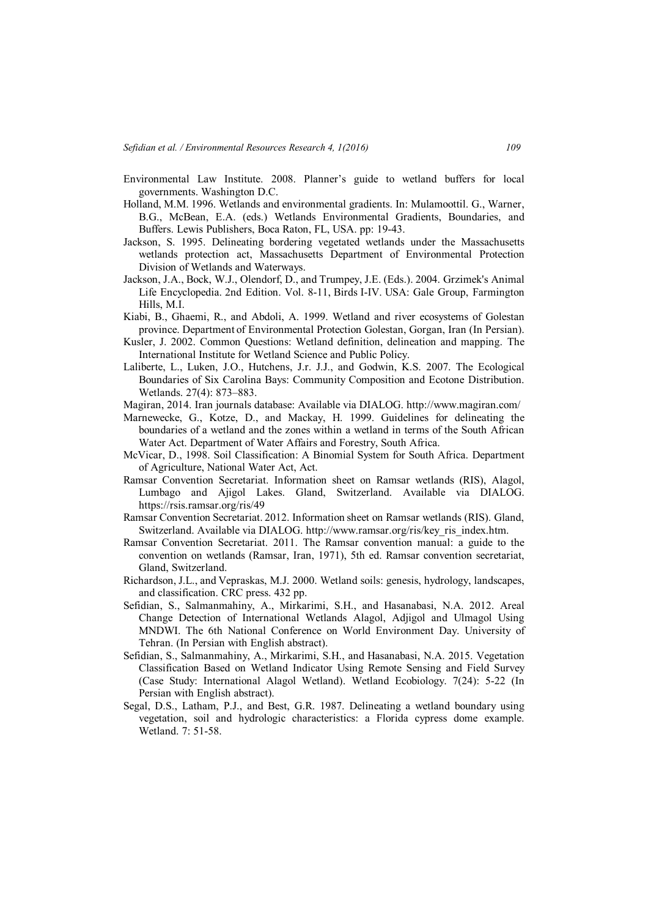Environmental Law Institute. 2008. Planner's guide to wetland buffers for local governments. Washington D.C.

Holland, M.M. 1996. Wetlands and environmental gradients. In: Mulamoottil. G., Warner, B.G., McBean, E.A. (eds.) Wetlands Environmental Gradients, Boundaries, and Buffers. Lewis Publishers, Boca Raton, FL, USA. pp: 19-43.

Jackson, S. 1995. Delineating bordering vegetated wetlands under the Massachusetts wetlands protection act, Massachusetts Department of Environmental Protection Division of Wetlands and Waterways.

Jackson, J.A., Bock, W.J., Olendorf, D., and Trumpey, J.E. (Eds.). 2004. Grzimek's Animal Life Encyclopedia. 2nd Edition. Vol. 8-11, Birds I-IV. USA: Gale Group, Farmington Hills, M.I.

Kiabi, B., Ghaemi, R., and Abdoli, A. 1999. Wetland and river ecosystems of Golestan province. Department of Environmental Protection Golestan, Gorgan, Iran (In Persian).

Kusler, J. 2002. Common Questions: Wetland definition, delineation and mapping. The International Institute for Wetland Science and Public Policy.

Laliberte, L., Luken, J.O., Hutchens, J.r. J.J., and Godwin, K.S. 2007. The Ecological Boundaries of Six Carolina Bays: Community Composition and Ecotone Distribution. Wetlands. 27(4): 873–883.

Magiran, 2014. Iran journals database: Available via DIALOG. http://www.magiran.com/

Marnewecke, G., Kotze, D., and Mackay, H. 1999. Guidelines for delineating the boundaries of a wetland and the zones within a wetland in terms of the South African Water Act. Department of Water Affairs and Forestry, South Africa.

McVicar, D., 1998. Soil Classification: A Binomial System for South Africa. Department of Agriculture, National Water Act, Act.

Ramsar Convention Secretariat. Information sheet on Ramsar wetlands (RIS), Alagol, Lumbago and Ajigol Lakes. Gland, Switzerland. Available via DIALOG. https://rsis.ramsar.org/ris/49

Ramsar Convention Secretariat. 2012. Information sheet on Ramsar wetlands (RIS). Gland, Switzerland. Available via DIALOG. http://www.ramsar.org/ris/key_ris_index.htm.

Ramsar Convention Secretariat. 2011. The Ramsar convention manual: a guide to the convention on wetlands (Ramsar, Iran, 1971), 5th ed. Ramsar convention secretariat, Gland, Switzerland.

Richardson, J.L., and Vepraskas, M.J. 2000. Wetland soils: genesis, hydrology, landscapes, and classification. CRC press. 432 pp.

Sefidian, S., Salmanmahiny, A., Mirkarimi, S.H., and Hasanabasi, N.A. 2012. Areal Change Detection of International Wetlands Alagol, Adjigol and Ulmagol Using MNDWI. The 6th National Conference on World Environment Day. University of Tehran. (In Persian with English abstract).

Sefidian, S., Salmanmahiny, A., Mirkarimi, S.H., and Hasanabasi, N.A. 2015. Vegetation Classification Based on Wetland Indicator Using Remote Sensing and Field Survey (Case Study: International Alagol Wetland). Wetland Ecobiology. 7(24): 5-22 (In Persian with English abstract).

Segal, D.S., Latham, P.J., and Best, G.R. 1987. Delineating a wetland boundary using vegetation, soil and hydrologic characteristics: a Florida cypress dome example. Wetland. 7: 51-58.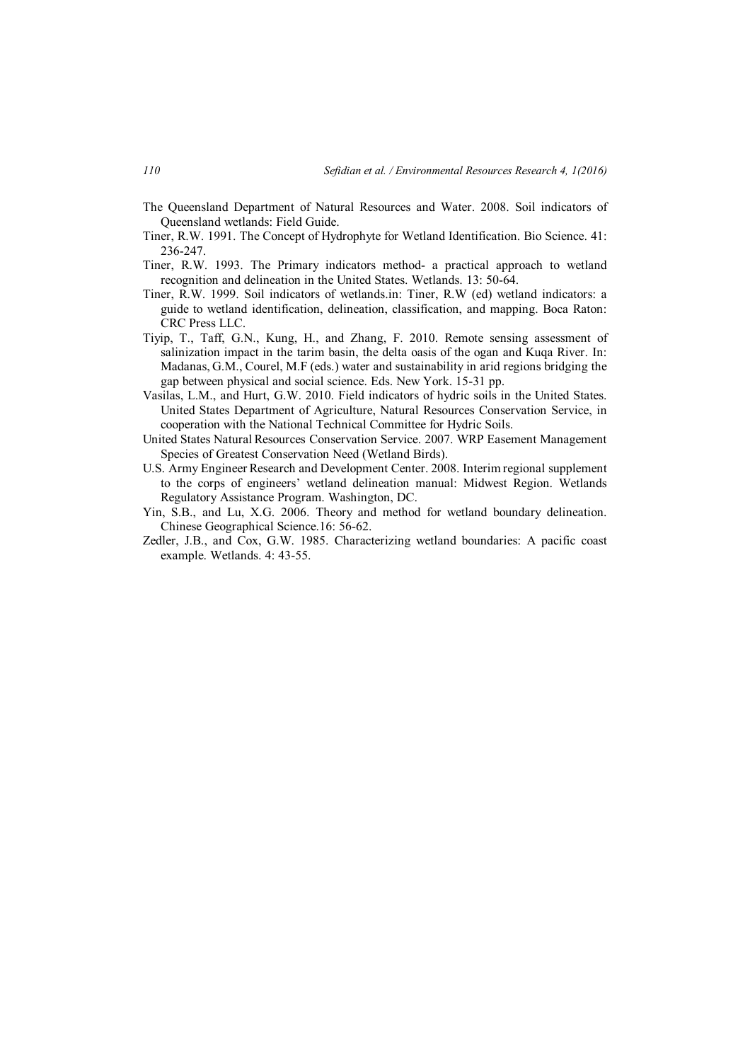The Queensland Department of Natural Resources and Water. 2008. Soil indicators of Queensland wetlands: Field Guide.

Tiner, R.W. 1991. The Concept of Hydrophyte for Wetland Identification. Bio Science. 41: 236-247.

Tiner, R.W. 1993. The Primary indicators method- a practical approach to wetland recognition and delineation in the United States. Wetlands. 13: 50-64.

Tiner, R.W. 1999. Soil indicators of wetlands.in: Tiner, R.W (ed) wetland indicators: a guide to wetland identification, delineation, classification, and mapping. Boca Raton: CRC Press LLC.

Tiyip, T., Taff, G.N., Kung, H., and Zhang, F. 2010. Remote sensing assessment of salinization impact in the tarim basin, the delta oasis of the ogan and Kuqa River. In: Madanas, G.M., Courel, M.F (eds.) water and sustainability in arid regions bridging the gap between physical and social science. Eds. New York. 15-31 pp.

Vasilas, L.M., and Hurt, G.W. 2010. Field indicators of hydric soils in the United States. United States Department of Agriculture, Natural Resources Conservation Service, in cooperation with the National Technical Committee for Hydric Soils.

United States Natural Resources Conservation Service. 2007. WRP Easement Management Species of Greatest Conservation Need (Wetland Birds).

U.S. Army Engineer Research and Development Center. 2008. Interim regional supplement to the corps of engineers' wetland delineation manual: Midwest Region. Wetlands Regulatory Assistance Program. Washington, DC.

Yin, S.B., and Lu, X.G. 2006. Theory and method for wetland boundary delineation. Chinese Geographical Science.16: 56-62.

Zedler, J.B., and Cox, G.W. 1985. Characterizing wetland boundaries: A pacific coast example. Wetlands. 4: 43-55.